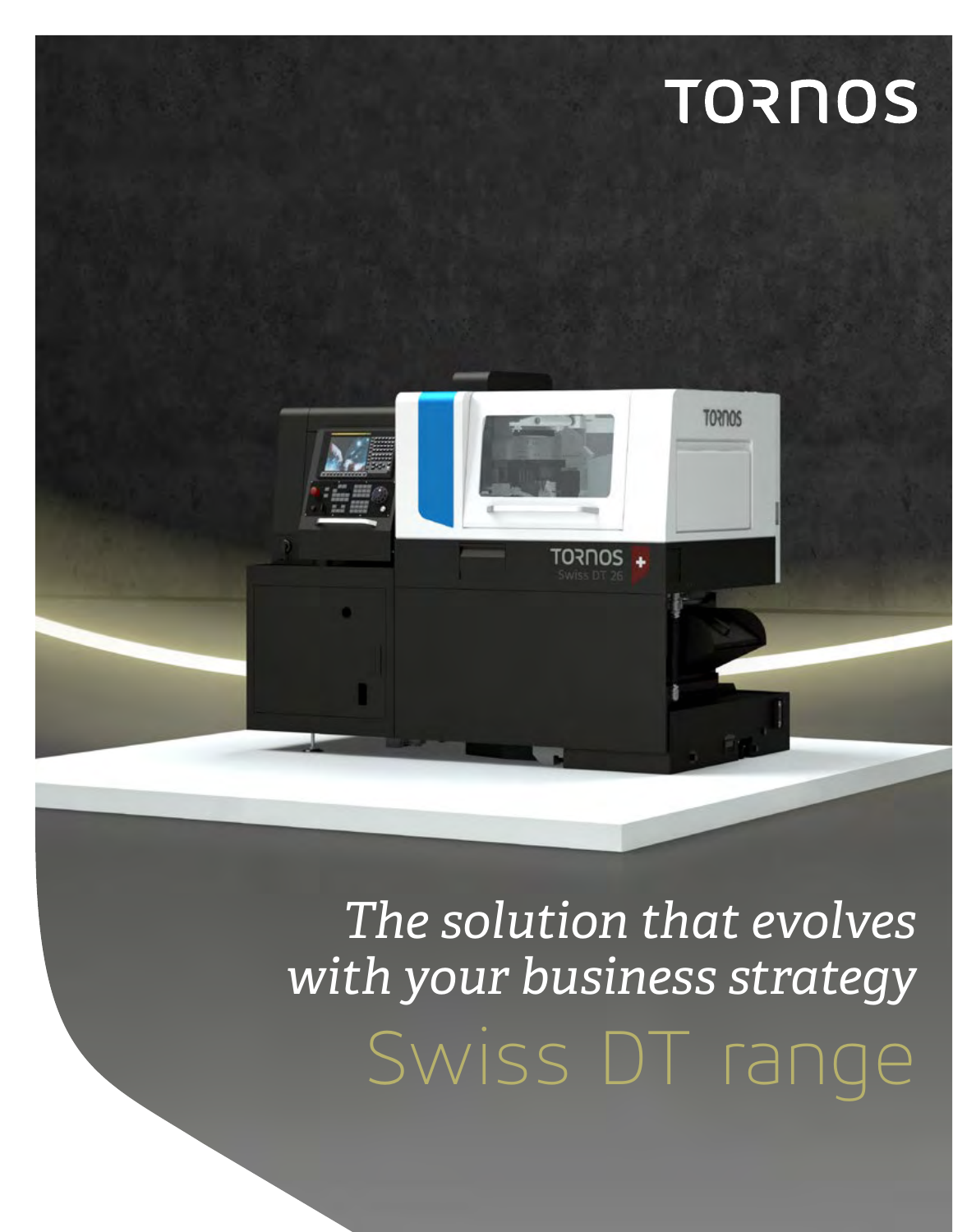TORNOS

*The solution that evolves with your business strategy*

# Swiss DT range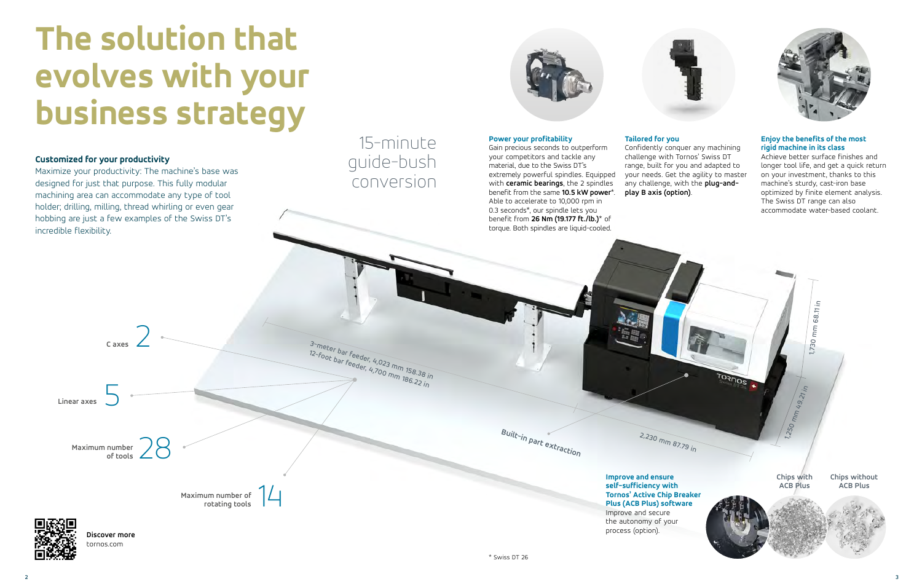# The solution that evolves with your business strategy

### Customized for your productivity

Maximize your productivity: The machine's base was designed for just that purpose. This fully modular machining area can accommodate any type of tool holder; drilling, milling, thread whirling or even gear hobbing are just a few examples of the Swiss DT's incredible flexibility.

15-minute guide-bush conversion

### Power your profitability

Gain precious seconds to outperform your competitors and tackle any material, due to the Swiss DT's extremely powerful spindles. Equipped with **ceramic bearings**, the 2 spindles benefit from the same **10.5 kW power***. Able to accelerate to 10,000 rpm in 0.3 seconds*, our spindle lets you benefit from **26 Nm (19.177 ft./lb.)*** of torque. Both spindles are liquid-cooled.

### Tailored for you

Confidently conquer any machining challenge with Tornos' Swiss DT range, built for you and adapted to your needs. Get the agility to master any challenge, with the **plug-and-play B axis (option)**.

### Enjoy the benefits of the most rigid machine in its class

Achieve better surface finishes and longer tool life, and get a quick return on your investment, thanks to this machine's sturdy, cast-iron base optimized by finite element analysis. The Swiss DT range can also accommodate water-based coolant.

C axes 2

Linear axes 5

Maximum number of tools 28

Maximum number of rotating tools 14

3-meter bar feeder, 4,023 mm 158.38 in
12-foot bar feeder, 4,700 mm 186.22 in

Built-in part extraction

2,230 mm 87.79 in

1,250 mm 49.21 in

1,730 mm 68.11 in

### Improve and ensure self-sufficiency with Tornos' Active Chip Breaker Plus (ACB Plus) software

Improve and secure the autonomy of your process (option).

Chips with ACB Plus

Chips without ACB Plus

**Discover more**
tornos.com

\* Swiss DT 26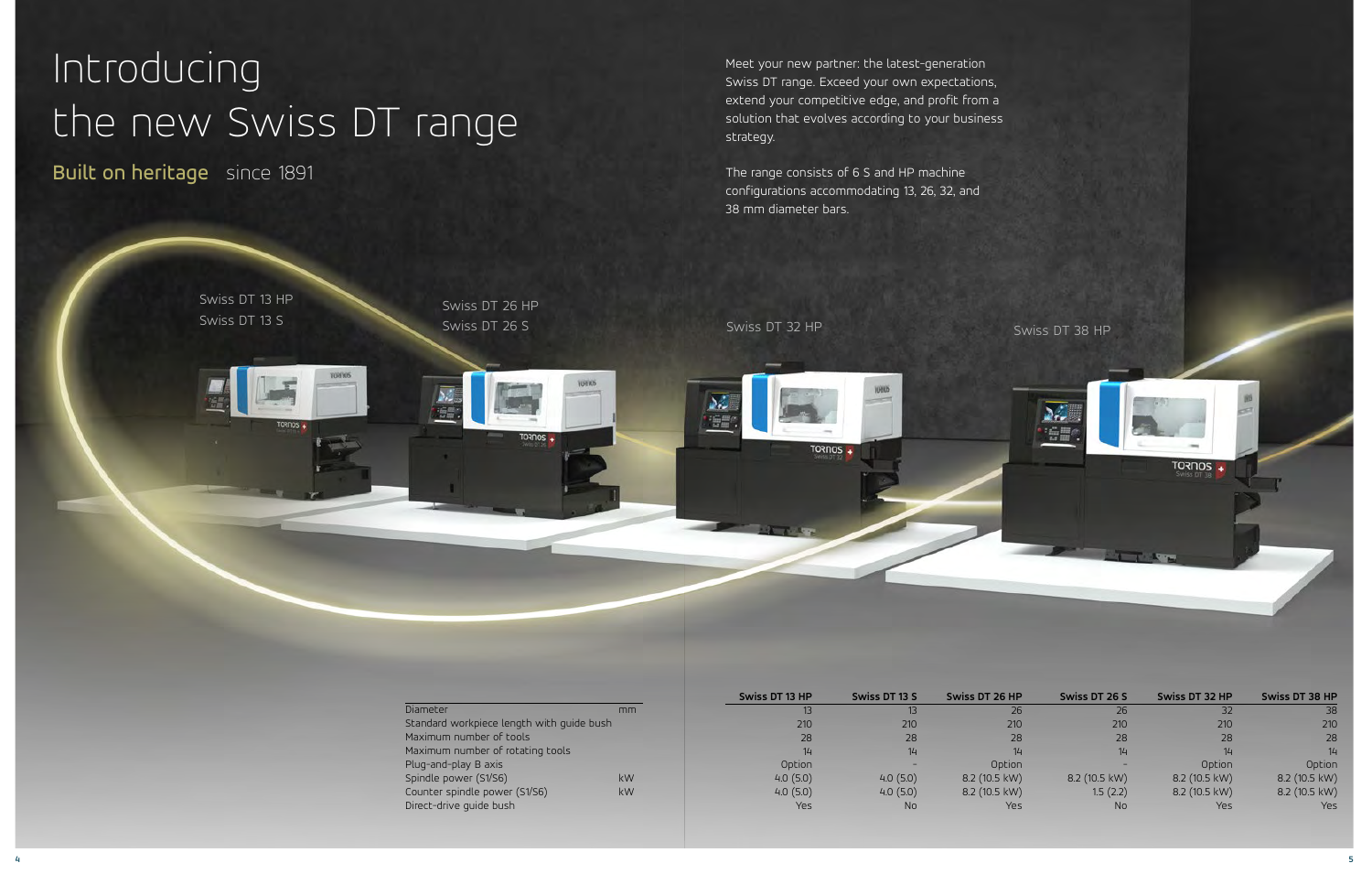# Introducing the new Swiss DT range

## Built on heritage since 1891

Meet your new partner: the latest-generation Swiss DT range. Exceed your own expectations, extend your competitive edge, and profit from a solution that evolves according to your business strategy.

The range consists of 6 S and HP machine configurations accommodating 13, 26, 32, and 38 mm diameter bars.

Swiss DT 13 HP
Swiss DT 13 S

Swiss DT 26 HP
Swiss DT 26 S

Swiss DT 32 HP

Swiss DT 38 HP

| | | Swiss DT 13 HP | Swiss DT 13 S | Swiss DT 26 HP | Swiss DT 26 S | Swiss DT 32 HP | Swiss DT 38 HP |
|---|---|---|---|---|---|---|---|
| Diameter | mm | 13 | 13 | 26 | 26 | 32 | 38 |
| Standard workpiece length with guide bush | | 210 | 210 | 210 | 210 | 210 | 210 |
| Maximum number of tools | | 28 | 28 | 28 | 28 | 28 | 28 |
| Maximum number of rotating tools | | 14 | 14 | 14 | 14 | 14 | 14 |
| Plug-and-play B axis | | Option | - | Option | - | Option | Option |
| Spindle power (S1/S6) | kW | 4.0 (5.0) | 4.0 (5.0) | 8.2 (10.5 kW) | 8.2 (10.5 kW) | 8.2 (10.5 kW) | 8.2 (10.5 kW) |
| Counter spindle power (S1/S6) | kW | 4.0 (5.0) | 4.0 (5.0) | 8.2 (10.5 kW) | 1.5 (2.2) | 8.2 (10.5 kW) | 8.2 (10.5 kW) |
| Direct-drive guide bush | | Yes | No | Yes | No | Yes | Yes |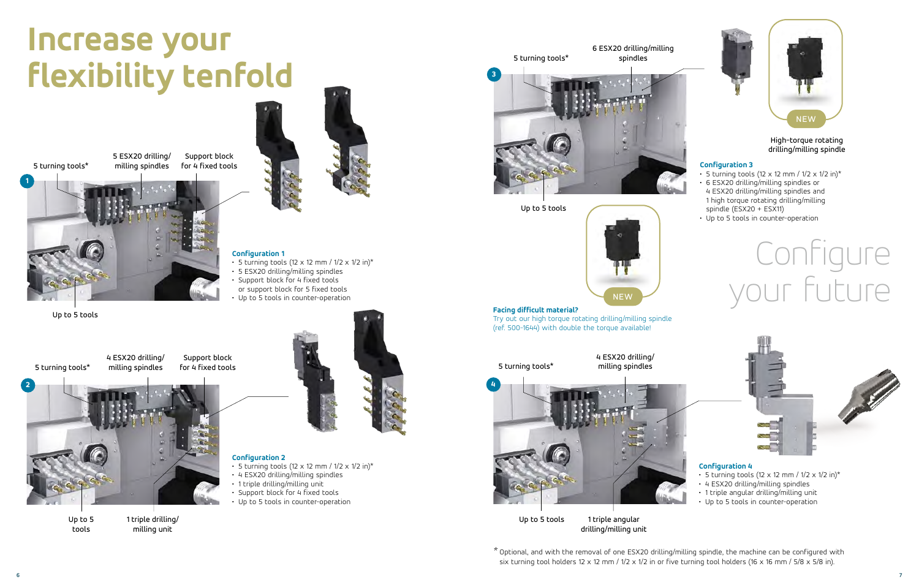# Increase your flexibility tenfold

1

5 turning tools*

5 ESX20 drilling/milling spindles

Support block for 4 fixed tools

Up to 5 tools

### Configuration 1

- 5 turning tools (12 x 12 mm / 1/2 x 1/2 in)*
- 5 ESX20 drilling/milling spindles
- Support block for 4 fixed tools or support block for 5 fixed tools
- Up to 5 tools in counter-operation

2

5 turning tools*

4 ESX20 drilling/milling spindles

Support block for 4 fixed tools

Up to 5 tools

1 triple drilling/milling unit

### Configuration 2

- 5 turning tools (12 x 12 mm / 1/2 x 1/2 in)*
- 4 ESX20 drilling/milling spindles
- 1 triple drilling/milling unit
- Support block for 4 fixed tools
- Up to 5 tools in counter-operation

3

5 turning tools*

6 ESX20 drilling/milling spindles

Up to 5 tools

NEW

High-torque rotating drilling/milling spindle

### Configuration 3

- 5 turning tools (12 x 12 mm / 1/2 x 1/2 in)*
- 6 ESX20 drilling/milling spindles or 4 ESX20 drilling/milling spindles and 1 high torque rotating drilling/milling spindle (ESX20 + ESX11)
- Up to 5 tools in counter-operation

NEW

**Facing difficult material?**

Try out our high torque rotating drilling/milling spindle (ref. 500-1644) with double the torque available!

## Configure your future

4

5 turning tools*

4 ESX20 drilling/milling spindles

Up to 5 tools

1 triple angular drilling/milling unit

### Configuration 4

- 5 turning tools (12 x 12 mm / 1/2 x 1/2 in)*
- 4 ESX20 drilling/milling spindles
- 1 triple angular drilling/milling unit
- Up to 5 tools in counter-operation

* Optional, and with the removal of one ESX20 drilling/milling spindle, the machine can be configured with six turning tool holders 12 x 12 mm / 1/2 x 1/2 in or five turning tool holders (16 x 16 mm / 5/8 x 5/8 in).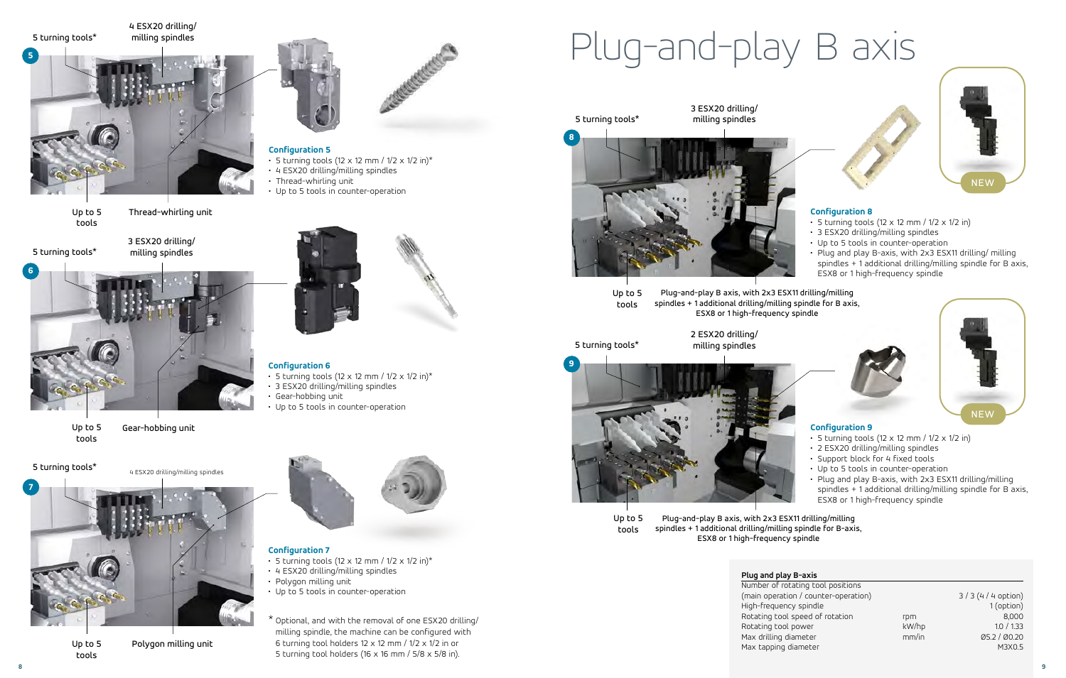5 turning tools*

4 ESX20 drilling/ milling spindles

5

Up to 5 tools

Thread-whirling unit

**Configuration 5**

- 5 turning tools (12 x 12 mm / 1/2 x 1/2 in)*
- 4 ESX20 drilling/milling spindles
- Thread-whirling unit
- Up to 5 tools in counter-operation

5 turning tools*

3 ESX20 drilling/ milling spindles

6

Up to 5 tools

Gear-hobbing unit

**Configuration 6**

- 5 turning tools (12 x 12 mm / 1/2 x 1/2 in)*
- 3 ESX20 drilling/milling spindles
- Gear-hobbing unit
- Up to 5 tools in counter-operation

5 turning tools*

4 ESX20 drilling/milling spindles

7

Up to 5 tools

Polygon milling unit

**Configuration 7**

- 5 turning tools (12 x 12 mm / 1/2 x 1/2 in)*
- 4 ESX20 drilling/milling spindles
- Polygon milling unit
- Up to 5 tools in counter-operation

* Optional, and with the removal of one ESX20 drilling/ milling spindle, the machine can be configured with 6 turning tool holders 12 x 12 mm / 1/2 x 1/2 in or 5 turning tool holders (16 x 16 mm / 5/8 x 5/8 in).

# Plug-and-play B axis

5 turning tools*

3 ESX20 drilling/ milling spindles

8

Up to 5 tools

Plug-and-play B axis, with 2x3 ESX11 drilling/milling spindles + 1 additional drilling/milling spindle for B axis, ESX8 or 1 high-frequency spindle

NEW

**Configuration 8**

- 5 turning tools (12 x 12 mm / 1/2 x 1/2 in)
- 3 ESX20 drilling/milling spindles
- Up to 5 tools in counter-operation
- Plug and play B-axis, with 2x3 ESX11 drilling/ milling spindles + 1 additional drilling/milling spindle for B axis, ESX8 or 1 high-frequency spindle

5 turning tools*

2 ESX20 drilling/ milling spindles

9

Up to 5 tools

Plug-and-play B axis, with 2x3 ESX11 drilling/milling spindles + 1 additional drilling/milling spindle for B-axis, ESX8 or 1 high-frequency spindle

NEW

**Configuration 9**

- 5 turning tools (12 x 12 mm / 1/2 x 1/2 in)
- 2 ESX20 drilling/milling spindles
- Support block for 4 fixed tools
- Up to 5 tools in counter-operation
- Plug and play B-axis, with 2x3 ESX11 drilling/milling spindles + 1 additional drilling/milling spindle for B axis, ESX8 or 1 high-frequency spindle

| Plug and play B-axis | | |
|---|---|---|
| Number of rotating tool positions (main operation / counter-operation) | | 3 / 3 (4 / 4 option) |
| High-frequency spindle | | 1 (option) |
| Rotating tool speed of rotation | rpm | 8,000 |
| Rotating tool power | kW/hp | 1.0 / 1.33 |
| Max drilling diameter | mm/in | Ø5.2 / Ø0.20 |
| Max tapping diameter | | M3X0.5 |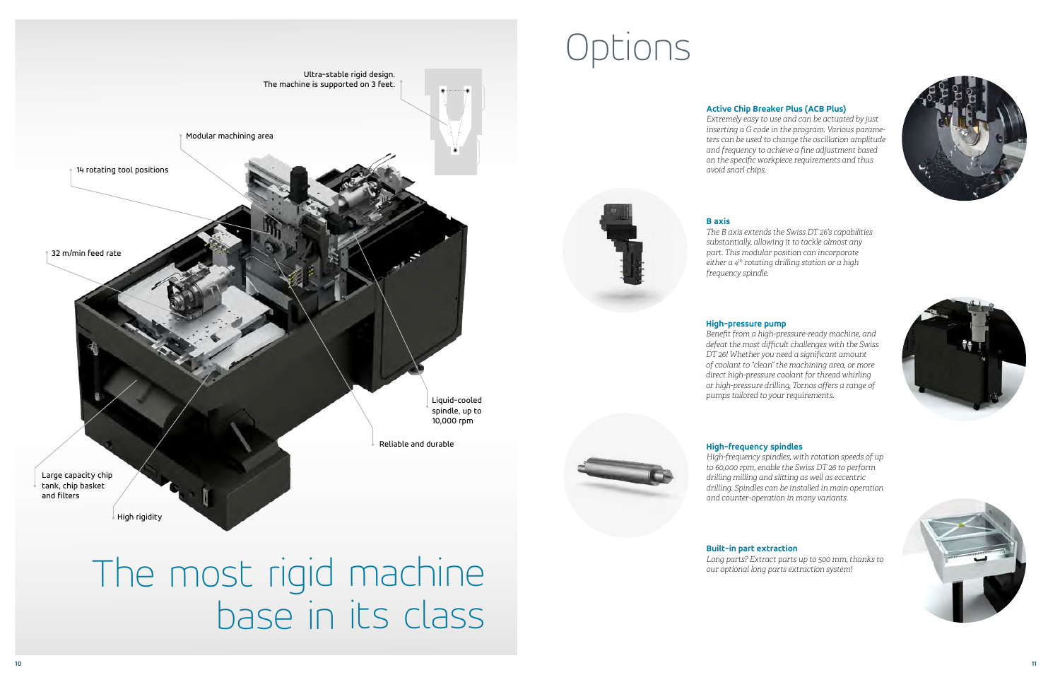Ultra-stable rigid design. The machine is supported on 3 feet.

Modular machining area

14 rotating tool positions

32 m/min feed rate

Liquid-cooled spindle, up to 10,000 rpm

Reliable and durable

Large capacity chip tank, chip basket and filters

High rigidity

# The most rigid machine base in its class

# Options

### Active Chip Breaker Plus (ACB Plus)

*Extremely easy to use and can be actuated by just inserting a G code in the program. Various parameters can be used to change the oscillation amplitude and frequency to achieve a fine adjustment based on the specific workpiece requirements and thus avoid snarl chips.*

### B axis

*The B axis extends the Swiss DT 26's capabilities substantially, allowing it to tackle almost any part. This modular position can incorporate either a 4th rotating drilling station or a high frequency spindle.*

### High-pressure pump

*Benefit from a high-pressure-ready machine, and defeat the most difficult challenges with the Swiss DT 26! Whether you need a significant amount of coolant to "clean" the machining area, or more direct high-pressure coolant for thread whirling or high-pressure drilling, Tornos offers a range of pumps tailored to your requirements.*

### High-frequency spindles

*High-frequency spindles, with rotation speeds of up to 60,000 rpm, enable the Swiss DT 26 to perform drilling milling and slitting as well as eccentric drilling. Spindles can be installed in main operation and counter-operation in many variants.*

### Built-in part extraction

*Long parts? Extract parts up to 500 mm, thanks to our optional long parts extraction system!*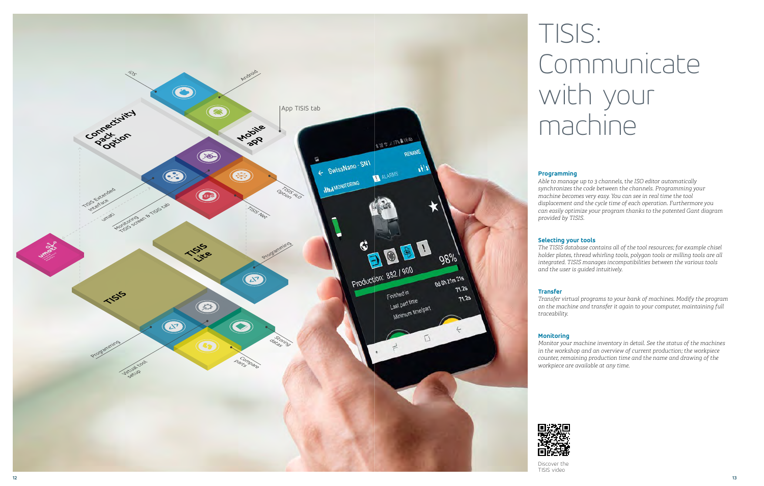# TISIS: Communicate with your machine

### Programming

*Able to manage up to 3 channels, the ISO editor automatically synchronizes the code between the channels. Programming your machine becomes very easy. You can see in real time the tool displacement and the cycle time of each operation. Furthermore you can easily optimize your program thanks to the patented Gant diagram provided by TISIS.*

### Selecting your tools

*The TISIS database contains all of the tool resources; for example chisel holder plates, thread whirling tools, polygon tools or milling tools are all integrated. TISIS manages incompatibilities between the various tools and the user is guided intuitively.*

### Transfer

*Transfer virtual programs to your bank of machines. Modify the program on the machine and transfer it again to your computer, maintaining full traceability.*

### Monitoring

*Monitor your machine inventory in detail. See the status of the machines in the workshop and an overview of current production; the workpiece counter, remaining production time and the name and drawing of the workpiece are available at any time.*

Discover the TISIS video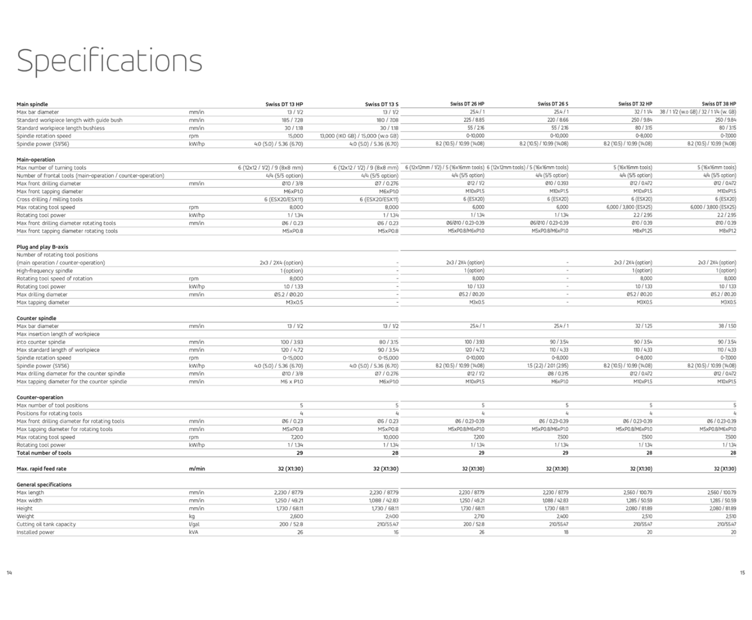# Specifications

| Main spindle | | Swiss DT 13 HP | Swiss DT 13 S | Swiss DT 26 HP | Swiss DT 26 S | Swiss DT 32 HP | Swiss DT 38 HP |
|---|---|---|---|---|---|---|---|
| Max bar diameter | mm/in | 13 / 1/2 | 13 / 1/2 | 25.4 / 1 | 25.4 / 1 | 32 / 1 1/4 | 38 / 1 1/2 (w.o GB) / 32 / 1 1/4 (w. GB) |
| Standard workpiece length with guide bush | mm/in | 185 / 7.28 | 180 / 7.08 | 225 / 8.85 | 220 / 8.66 | 250 / 9.84 | 250 / 9.84 |
| Standard workpiece length bushless | mm/in | 30 / 1.18 | 30 / 1.18 | 55 / 2.16 | 55 / 2.16 | 80 / 3.15 | 80 / 3.15 |
| Spindle rotation speed | rpm | 15,000 | 13,000 (IKO GB) / 15,000 (w.o GB) | 0-10,000 | 0-10,000 | 0-8,000 | 0-7,000 |
| Spindle power (S1/S6) | kW/hp | 4.0 (5.0) / 5.36 (6.70) | 4.0 (5.0) / 5.36 (6.70) | 8.2 (10.5) / 10.99 (14.08) | 8.2 (10.5) / 10.99 (14.08) | 8.2 (10.5) / 10.99 (14.08) | 8.2 (10.5) / 10.99 (14.08) |
| **Main-operation** | | | | | | | |
| Max number of turning tools | | 6 (12x12 / 1/2) / 9 (8x8 mm) | 6 (12x12 / 1/2) / 9 (8x8 mm) | 6 (12x12mm / 1/2) / 5 (16x16mm tools) | 6 (12x12mm tools) / 5 (16x16mm tools) | 5 (16x16mm tools) | 5 (16x16mm tools) |
| Number of frontal tools (main-operation / counter-operation) | | 4/4 (5/5 option) | 4/4 (5/5 option) | 4/4 (5/5 option) | 4/4 (5/5 option) | 4/4 (5/5 option) | 4/4 (5/5 option) |
| Max front drilling diameter | mm/in | Ø10 / 3/8 | Ø7 / 0.276 | Ø12 / 1/2 | Ø10 / 0.393 | Ø12 / 0.472 | Ø12 / 0.472 |
| Max front tapping diameter | | M6xP1.0 | M6xP1.0 | M10xP1.5 | M10xP1.5 | M10xP1.5 | M10xP1.5 |
| Cross drilling / milling tools | | 6 (ESX20/ESX11) | 6 (ESX20/ESX11) | 6 (ESX20) | 6 (ESX20) | 6 (ESX20) | 6 (ESX20) |
| Max rotating tool speed | rpm | 8,000 | 8,000 | 6,000 | 6,000 | 6,000 / 3,800 (ESX25) | 6,000 / 3,800 (ESX25) |
| Rotating tool power | kW/hp | 1 / 1.34 | 1 / 1.34 | 1 / 1.34 | 1 / 1.34 | 2.2 / 2.95 | 2.2 / 2.95 |
| Max front drilling diameter rotating tools | mm/in | Ø6 / 0.23 | Ø6 / 0.23 | Ø6/Ø10 / 0.23-0.39 | Ø6/Ø10 / 0.23-0.39 | Ø10 / 0.39 | Ø10 / 0.39 |
| Max front tapping diameter rotating tools | | M5xP0.8 | M5xP0.8 | M5xP0.8/M6xP1.0 | M5xP0.8/M6xP1.0 | M8xP1.25 | M8xP1.2 |
| **Plug and play B-axis** | | | | | | | |
| Number of rotating tool positions (main operation / counter-operation) | | 2x3 / 2X4 (option) | - | 2x3 / 2X4 (option) | - | 2x3 / 2X4 (option) | 2x3 / 2X4 (option) |
| High-frequency spindle | | 1 (option) | - | 1 (option) | - | 1 (option) | 1 (option) |
| Rotating tool speed of rotation | rpm | 8,000 | - | 8,000 | - | 8,000 | 8,000 |
| Rotating tool power | kW/hp | 1.0 / 1.33 | - | 1.0 / 1.33 | - | 1.0 / 1.33 | 1.0 / 1.33 |
| Max drilling diameter | mm/in | Ø5.2 / Ø0.20 | - | Ø5.2 / Ø0.20 | - | Ø5.2 / Ø0.20 | Ø5.2 / Ø0.20 |
| Max tapping diameter | | M3x0.5 | - | M3x0.5 | - | M3X0.5 | M3X0.5 |
| **Counter spindle** | | | | | | | |
| Max bar diameter | mm/in | 13 / 1/2 | 13 / 1/2 | 25.4 / 1 | 25.4 / 1 | 32 / 1.25 | 38 / 1.50 |
| Max insertion length of workpiece into counter spindle | mm/in | 100 / 3.93 | 80 / 3.15 | 100 / 3.93 | 90 / 3.54 | 90 / 3.54 | 90 / 3.54 |
| Max standard length of workpiece | mm/in | 120 / 4.72 | 90 / 3.54 | 120 / 4.72 | 110 / 4.33 | 110 / 4.33 | 110 / 4.33 |
| Spindle rotation speed | rpm | 0-15,000 | 0-15,000 | 0-10,000 | 0-8,000 | 0-8,000 | 0-7,000 |
| Spindle power (S1/S6) | kW/hp | 4.0 (5.0) / 5.36 (6.70) | 4.0 (5.0) / 5.36 (6.70) | 8.2 (10.5) / 10.99 (14.08) | 1.5 (2.2) / 2.01 (2.95) | 8.2 (10.5) / 10.99 (14.08) | 8.2 (10.5) / 10.99 (14.08) |
| Max drilling diameter for the counter spindle | mm/in | Ø10 / 3/8 | Ø7 / 0.276 | Ø12 / 1/2 | Ø8 / 0.315 | Ø12 / 0.472 | Ø12 / 0.472 |
| Max tapping diameter for the counter spindle | mm/in | M6 x P1.0 | M6xP1.0 | M10xP1.5 | M6xP1.0 | M10xP1.5 | M10xP1.5 |
| **Counter-operation** | | | | | | | |
| Max number of tool positions | | 5 | 5 | 5 | 5 | 5 | 5 |
| Positions for rotating tools | | 4 | 4 | 4 | 4 | 4 | 4 |
| Max front drilling diameter for rotating tools | mm/in | Ø6 / 0.23 | Ø6 / 0.23 | Ø6 / 0.23-0.39 | Ø6 / 0.23-0.39 | Ø6 / 0.23-0.39 | Ø6 / 0.23-0.39 |
| Max tapping diameter for rotating tools | mm/in | M5xP0.8 | M5xP0.8 | M5xP0.8/M6xP1.0 | M5xP0.8/M6xP1.0 | M5xP0.8/M6xP1.0 | M5xP0.8/M6xP1.0 |
| Max rotating tool speed | rpm | 7,200 | 10,000 | 7,200 | 7,500 | 7,500 | 7,500 |
| Rotating tool power | kW/hp | 1 / 1.34 | 1 / 1.34 | 1 / 1.34 | 1 / 1.34 | 1 / 1.34 | 1 / 1.34 |
| **Total number of tools** | | **29** | **28** | **29** | **29** | **28** | **28** |
| **Max. rapid feed rate** | **m/min** | **32 (X1:30)** | **32 (X1:30)** | **32 (X1:30)** | **32 (X1:30)** | **32 (X1:30)** | **32 (X1:30)** |
| **General specifications** | | | | | | | |
| Max length | mm/in | 2,230 / 87.79 | 2,230 / 87.79 | 2,230 / 87.79 | 2,230 / 87.79 | 2,560 / 100.79 | 2,560 / 100.79 |
| Max width | mm/in | 1,250 / 49.21 | 1,088 / 42.83 | 1,250 / 49.21 | 1,088 / 42.83 | 1,285 / 50.59 | 1,285 / 50.59 |
| Height | mm/in | 1,730 / 68.11 | 1,730 / 68.11 | 1,730 / 68.11 | 1,730 / 68.11 | 2,080 / 81.89 | 2,080 / 81.89 |
| Weight | kg | 2,600 | 2,400 | 2,710 | 2,400 | 2,510 | 2,510 |
| Cutting oil tank capacity | l/gal | 200 / 52.8 | 210/55.47 | 200 / 52.8 | 210/55.47 | 210/55.47 | 210/55.47 |
| Installed power | kVA | 26 | 16 | 26 | 18 | 20 | 20 |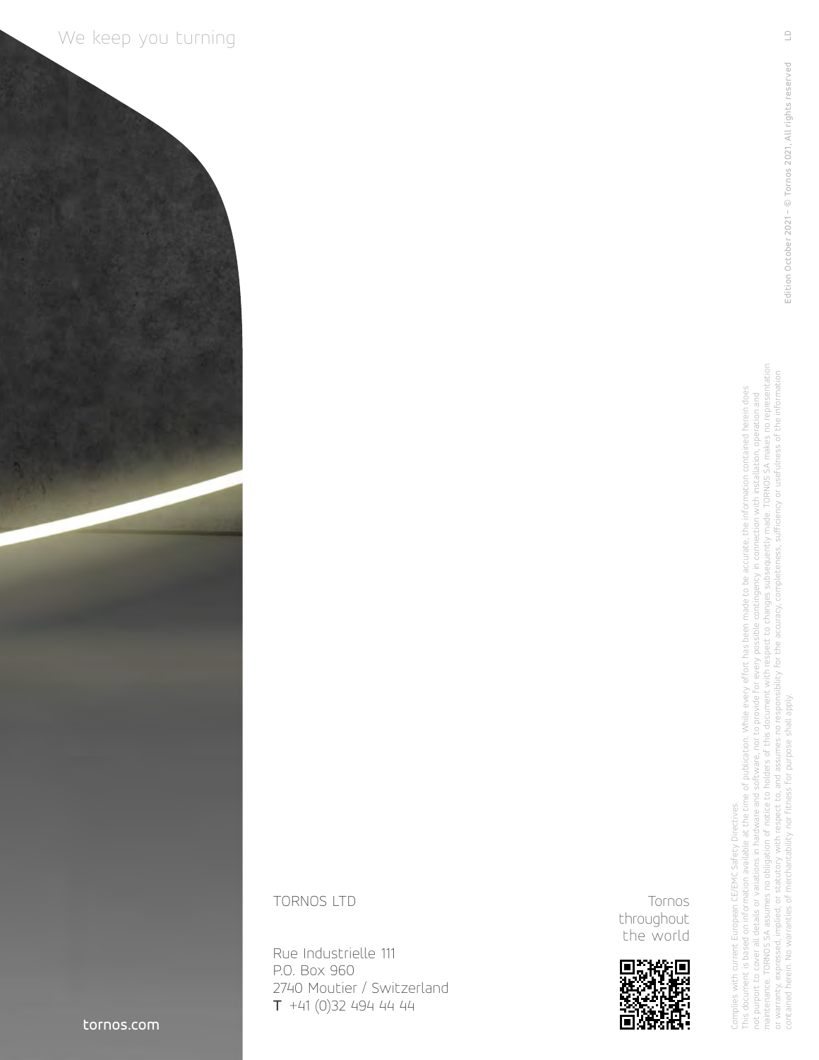We keep you turning

TORNOS LTD

Rue Industrielle 111
P.O. Box 960
2740 Moutier / Switzerland
**T** +41 (0)32 494 44 44

Tornos throughout the world

tornos.com

Complies with current European CE/EMC Safety Directives.
This document is based on information available at the time of publication. While every effort has been made to be accurate, the information contained herein does not purport to cover all details or variations in hardware and software, nor to provide for every possible contingency in connection with installation, operation and maintenance. TORNOS SA assumes no obligation of notice to holders of this document with respect to changes subsequently made. TORNOS SA makes no representation or warranty, expressed, implied, or statutory with respect to, and assumes no responsibility for the accuracy, completeness, sufficiency or usefulness of the information contained herein. No warranties of merchantability nor fitness for purpose shall apply.

Edition October 2021 – © Tornos 2021, All rights reserved

LD